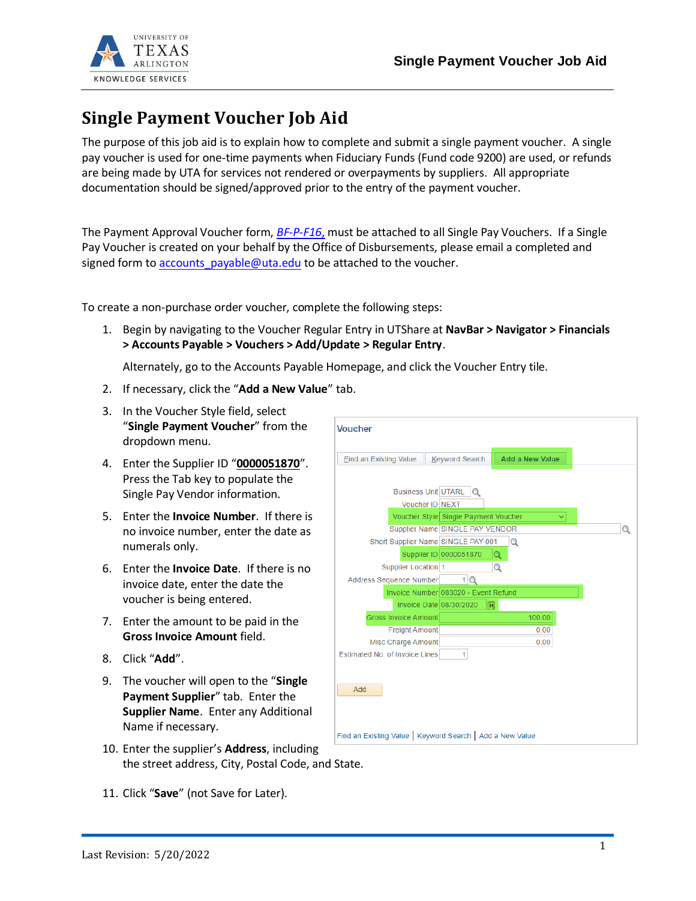# Single Payment Voucher Job Aid

The purpose of this job aid is to explain how to complete and submit a single payment voucher. A single pay voucher is used for one-time payments when Fiduciary Funds (Fund code 9200) are used, or refunds are being made by UTA for services not rendered or overpayments by suppliers. All appropriate documentation should be signed/approved prior to the entry of the payment voucher.

The Payment Approval Voucher form, BF-P-F16, must be attached to all Single Pay Vouchers. If a Single Pay Voucher is created on your behalf by the Office of Disbursements, please email a completed and signed form to accounts_payable@uta.edu to be attached to the voucher.

To create a non-purchase order voucher, complete the following steps:

1. Begin by navigating to the Voucher Regular Entry in UTShare at **NavBar > Navigator > Financials > Accounts Payable > Vouchers > Add/Update > Regular Entry**.

   Alternately, go to the Accounts Payable Homepage, and click the Voucher Entry tile.

2. If necessary, click the "**Add a New Value**" tab.
3. In the Voucher Style field, select "**Single Payment Voucher**" from the dropdown menu.
4. Enter the Supplier ID "**0000051870**". Press the Tab key to populate the Single Pay Vendor information.
5. Enter the **Invoice Number**. If there is no invoice number, enter the date as numerals only.
6. Enter the **Invoice Date**. If there is no invoice date, enter the date the voucher is being entered.
7. Enter the amount to be paid in the **Gross Invoice Amount** field.
8. Click "**Add**".
9. The voucher will open to the "**Single Payment Supplier**" tab. Enter the **Supplier Name**. Enter any Additional Name if necessary.
10. Enter the supplier's **Address**, including the street address, City, Postal Code, and State.
11. Click "**Save**" (not Save for Later).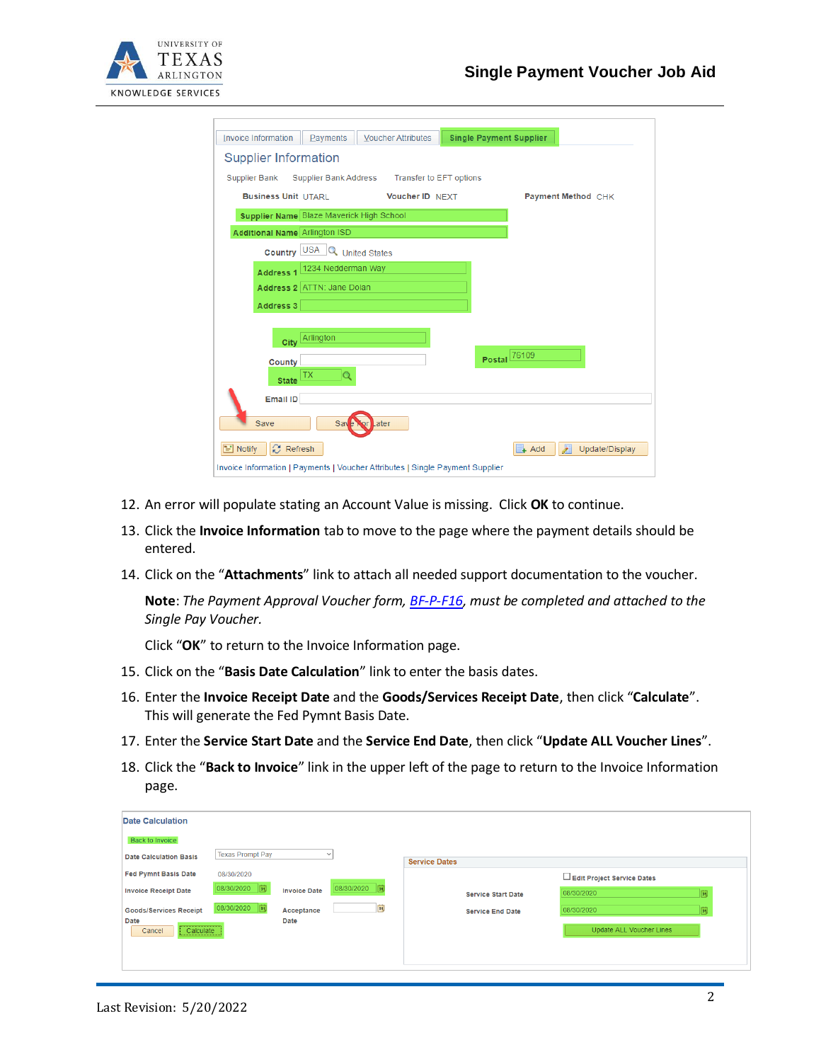12. An error will populate stating an Account Value is missing. Click **OK** to continue.
13. Click the **Invoice Information** tab to move to the page where the payment details should be entered.
14. Click on the “**Attachments**” link to attach all needed support documentation to the voucher.

    **Note**: *The Payment Approval Voucher form, BF-P-F16, must be completed and attached to the Single Pay Voucher.*

    Click “**OK**” to return to the Invoice Information page.
15. Click on the “**Basis Date Calculation**” link to enter the basis dates.
16. Enter the **Invoice Receipt Date** and the **Goods/Services Receipt Date**, then click “**Calculate**”. This will generate the Fed Pymnt Basis Date.
17. Enter the **Service Start Date** and the **Service End Date**, then click “**Update ALL Voucher Lines**”.
18. Click the “**Back to Invoice**” link in the upper left of the page to return to the Invoice Information page.

Last Revision: 5/20/2022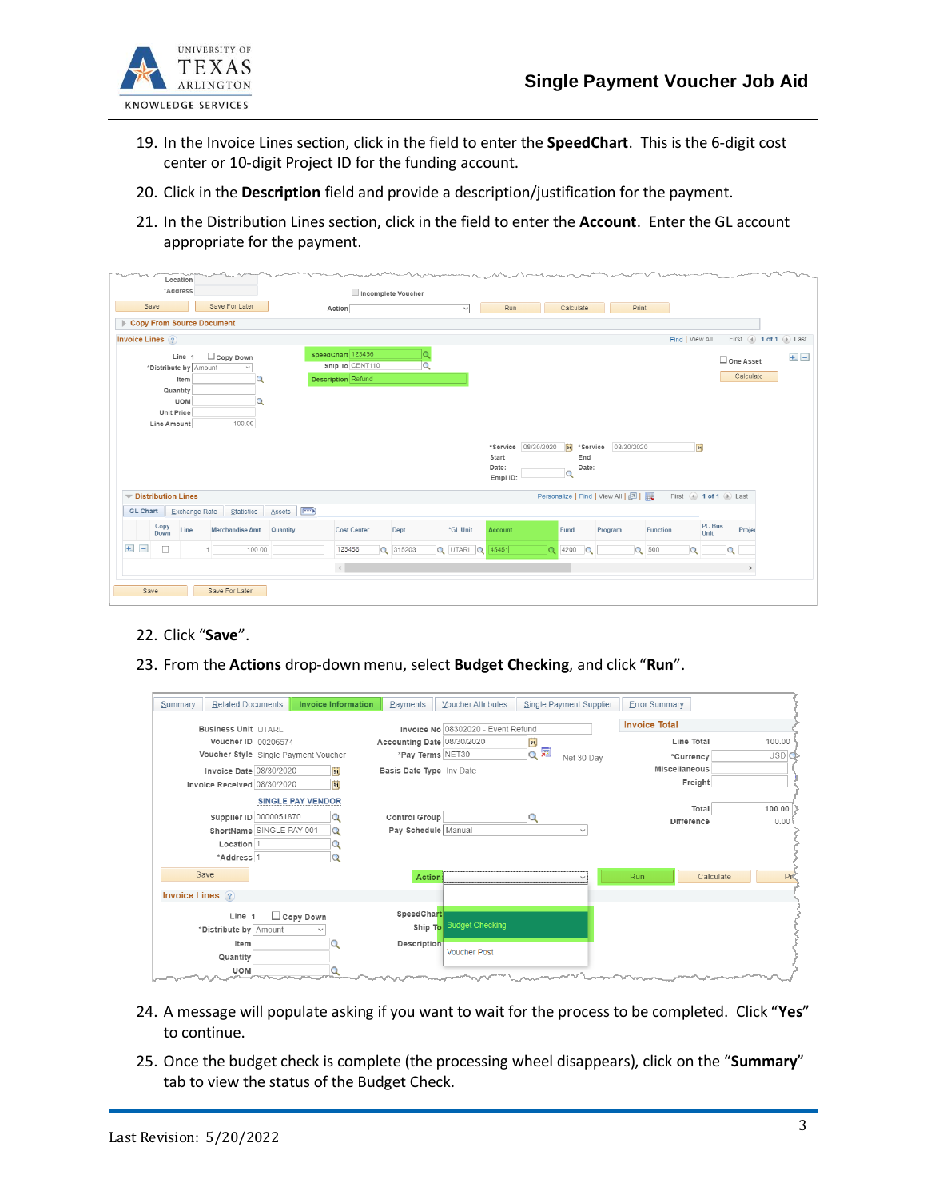19. In the Invoice Lines section, click in the field to enter the **SpeedChart**. This is the 6-digit cost center or 10-digit Project ID for the funding account.
20. Click in the **Description** field and provide a description/justification for the payment.
21. In the Distribution Lines section, click in the field to enter the **Account**. Enter the GL account appropriate for the payment.
22. Click "**Save**".
23. From the **Actions** drop-down menu, select **Budget Checking**, and click "**Run**".
24. A message will populate asking if you want to wait for the process to be completed. Click "**Yes**" to continue.
25. Once the budget check is complete (the processing wheel disappears), click on the "**Summary**" tab to view the status of the Budget Check.

Last Revision: 5/20/2022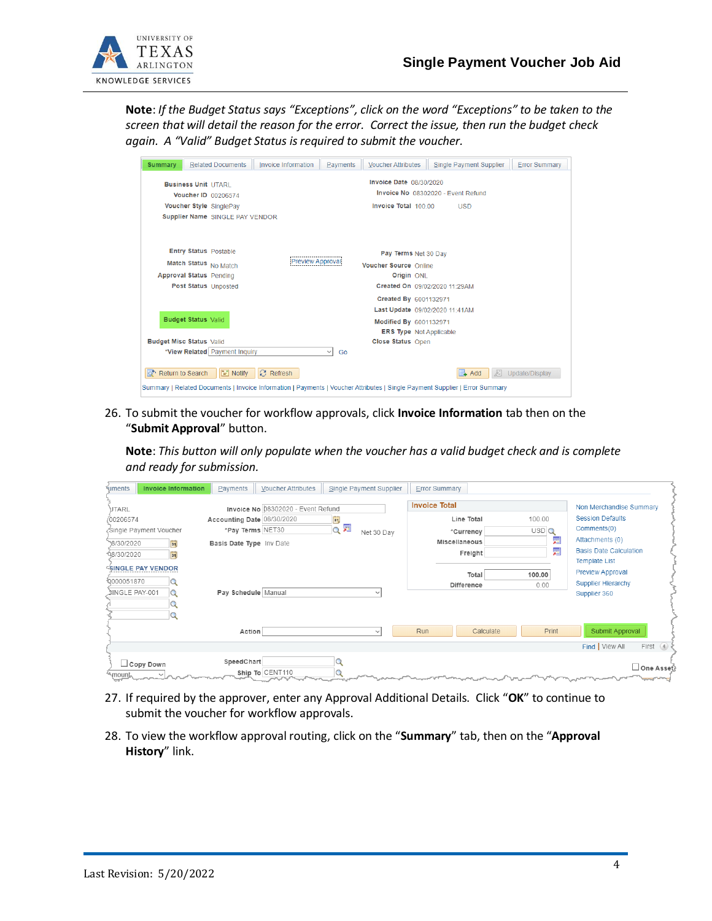**Note**: *If the Budget Status says "Exceptions", click on the word "Exceptions" to be taken to the screen that will detail the reason for the error. Correct the issue, then run the budget check again. A "Valid" Budget Status is required to submit the voucher.*

26. To submit the voucher for workflow approvals, click **Invoice Information** tab then on the "**Submit Approval**" button.

    **Note**: *This button will only populate when the voucher has a valid budget check and is complete and ready for submission.*

27. If required by the approver, enter any Approval Additional Details. Click "**OK**" to continue to submit the voucher for workflow approvals.

28. To view the workflow approval routing, click on the "**Summary**" tab, then on the "**Approval History**" link.